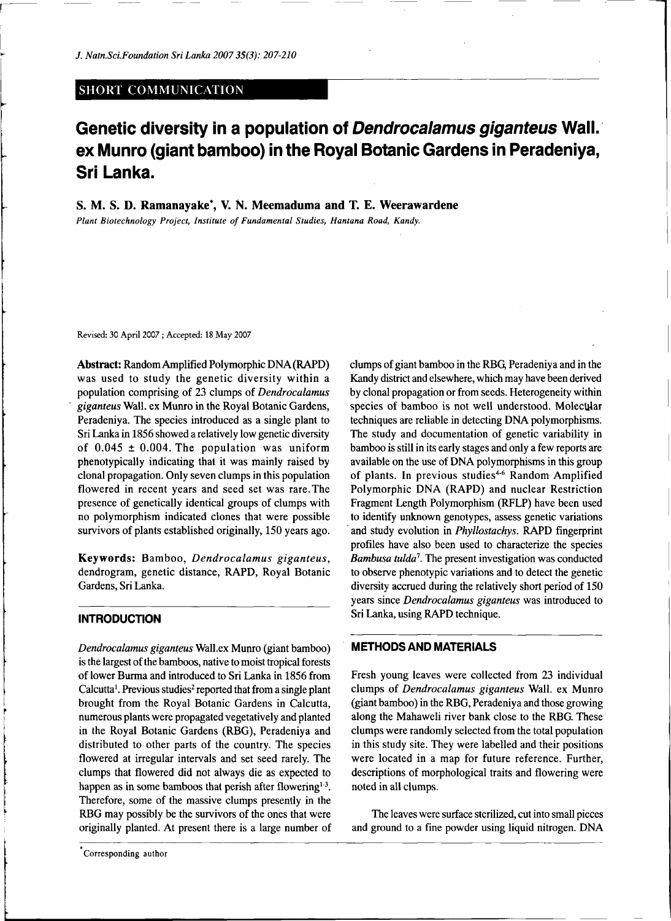SHORT COMMUNICATION

# Genetic diversity in a population of *Dendrocalamus giganteus* Wall. ex Munro (giant bamboo) in the Royal Botanic Gardens in Peradeniya, Sri Lanka.

**S. M. S. D. Ramanayake*, V. N. Meemaduma and T. E. Weerawardene**

*Plant Biotechnology Project, Institute of Fundamental Studies, Hantana Road, Kandy.*

Revised: 30 April 2007 ; Accepted: 18 May 2007

**Abstract:** Random Amplified Polymorphic DNA (RAPD) was used to study the genetic diversity within a population comprising of 23 clumps of *Dendrocalamus giganteus* Wall. ex Munro in the Royal Botanic Gardens, Peradeniya. The species introduced as a single plant to Sri Lanka in 1856 showed a relatively low genetic diversity of $0.045 \pm 0.004$. The population was uniform phenotypically indicating that it was mainly raised by clonal propagation. Only seven clumps in this population flowered in recent years and seed set was rare. The presence of genetically identical groups of clumps with no polymorphism indicated clones that were possible survivors of plants established originally, 150 years ago.

**Keywords:** Bamboo, *Dendrocalamus giganteus*, dendrogram, genetic distance, RAPD, Royal Botanic Gardens, Sri Lanka.

## INTRODUCTION

*Dendrocalamus giganteus* Wall.ex Munro (giant bamboo) is the largest of the bamboos, native to moist tropical forests of lower Burma and introduced to Sri Lanka in 1856 from Calcutta[1]. Previous studies[2] reported that from a single plant brought from the Royal Botanic Gardens in Calcutta, numerous plants were propagated vegetatively and planted in the Royal Botanic Gardens (RBG), Peradeniya and distributed to other parts of the country. The species flowered at irregular intervals and set seed rarely. The clumps that flowered did not always die as expected to happen as in some bamboos that perish after flowering[1-3]. Therefore, some of the massive clumps presently in the RBG may possibly be the survivors of the ones that were originally planted. At present there is a large number of clumps of giant bamboo in the RBG, Peradeniya and in the Kandy district and elsewhere, which may have been derived by clonal propagation or from seeds. Heterogeneity within species of bamboo is not well understood. Molecular techniques are reliable in detecting DNA polymorphisms. The study and documentation of genetic variability in bamboo is still in its early stages and only a few reports are available on the use of DNA polymorphisms in this group of plants. In previous studies[4-6] Random Amplified Polymorphic DNA (RAPD) and nuclear Restriction Fragment Length Polymorphism (RFLP) have been used to identify unknown genotypes, assess genetic variations and study evolution in *Phyllostachys*. RAPD fingerprint profiles have also been used to characterize the species *Bambusa tulda*[7]. The present investigation was conducted to observe phenotypic variations and to detect the genetic diversity accrued during the relatively short period of 150 years since *Dendrocalamus giganteus* was introduced to Sri Lanka, using RAPD technique.

## METHODS AND MATERIALS

Fresh young leaves were collected from 23 individual clumps of *Dendrocalamus giganteus* Wall. ex Munro (giant bamboo) in the RBG, Peradeniya and those growing along the Mahaweli river bank close to the RBG. These clumps were randomly selected from the total population in this study site. They were labelled and their positions were located in a map for future reference. Further, descriptions of morphological traits and flowering were noted in all clumps.

The leaves were surface sterilized, cut into small pieces and ground to a fine powder using liquid nitrogen. DNA

*Corresponding author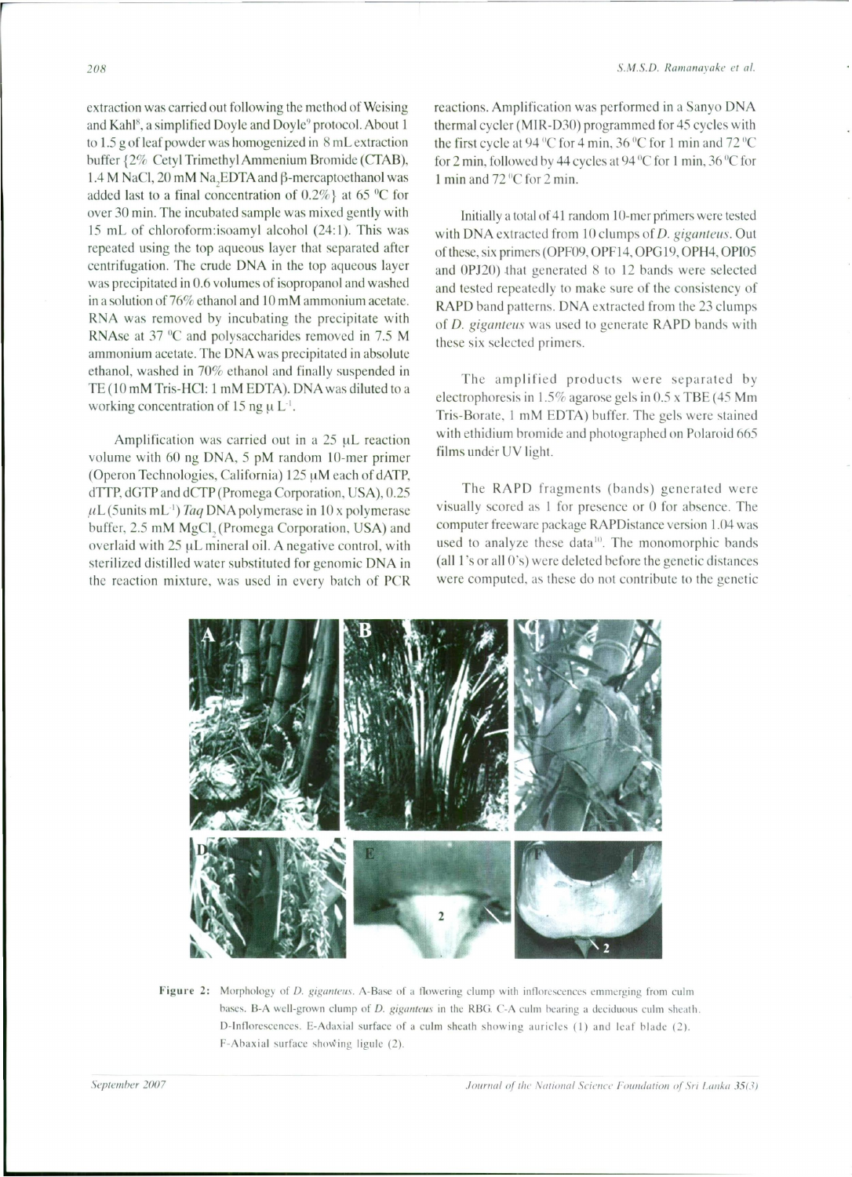extraction was carried out following the method of Weising and Kahl[8], a simplified Doyle and Doyle[9] protocol. About 1 to 1.5 g of leaf powder was homogenized in 8 mL extraction buffer {2% Cetyl Trimethyl Ammenium Bromide (CTAB), 1.4 M NaCl, 20 mM $Na_2EDTA$ and β-mercaptoethanol was added last to a final concentration of 0.2%} at 65 °C for over 30 min. The incubated sample was mixed gently with 15 mL of chloroform:isoamyl alcohol (24:1). This was repeated using the top aqueous layer that separated after centrifugation. The crude DNA in the top aqueous layer was precipitated in 0.6 volumes of isopropanol and washed in a solution of 76% ethanol and 10 mM ammonium acetate. RNA was removed by incubating the precipitate with RNAse at 37 °C and polysaccharides removed in 7.5 M ammonium acetate. The DNA was precipitated in absolute ethanol, washed in 70% ethanol and finally suspended in TE (10 mM Tris-HCl: 1 mM EDTA). DNA was diluted to a working concentration of 15 ng $\mu L^{-1}$.

Amplification was carried out in a 25 μL reaction volume with 60 ng DNA, 5 pM random 10-mer primer (Operon Technologies, California) 125 μM each of dATP, dTTP, dGTP and dCTP (Promega Corporation, USA), 0.25 μL (5units $mL^{-1}$) *Taq* DNA polymerase in 10 x polymerase buffer, 2.5 mM $MgCl_2$ (Promega Corporation, USA) and overlaid with 25 μL mineral oil. A negative control, with sterilized distilled water substituted for genomic DNA in the reaction mixture, was used in every batch of PCR reactions. Amplification was performed in a Sanyo DNA thermal cycler (MIR-D30) programmed for 45 cycles with the first cycle at 94 °C for 4 min, 36 °C for 1 min and 72 °C for 2 min, followed by 44 cycles at 94 °C for 1 min, 36 °C for 1 min and 72 °C for 2 min.

Initially a total of 41 random 10-mer primers were tested with DNA extracted from 10 clumps of *D. giganteus*. Out of these, six primers (OPF09, OPF14, OPG19, OPH4, OPI05 and 0PJ20) that generated 8 to 12 bands were selected and tested repeatedly to make sure of the consistency of RAPD band patterns. DNA extracted from the 23 clumps of *D. giganteus* was used to generate RAPD bands with these six selected primers.

The amplified products were separated by electrophoresis in 1.5% agarose gels in 0.5 x TBE (45 Mm Tris-Borate, 1 mM EDTA) buffer. The gels were stained with ethidium bromide and photographed on Polaroid 665 films under UV light.

The RAPD fragments (bands) generated were visually scored as 1 for presence or 0 for absence. The computer freeware package RAPDistance version 1.04 was used to analyze these data[10]. The monomorphic bands (all 1's or all 0's) were deleted before the genetic distances were computed, as these do not contribute to the genetic

**Figure 2:** Morphology of *D. giganteus*. A-Base of a flowering clump with inflorescences emmerging from culm bases. B-A well-grown clump of *D. giganteus* in the RBG. C-A culm bearing a deciduous culm sheath. D-Inflorescences. E-Adaxial surface of a culm sheath showing auricles (1) and leaf blade (2). F-Abaxial surface showing ligule (2).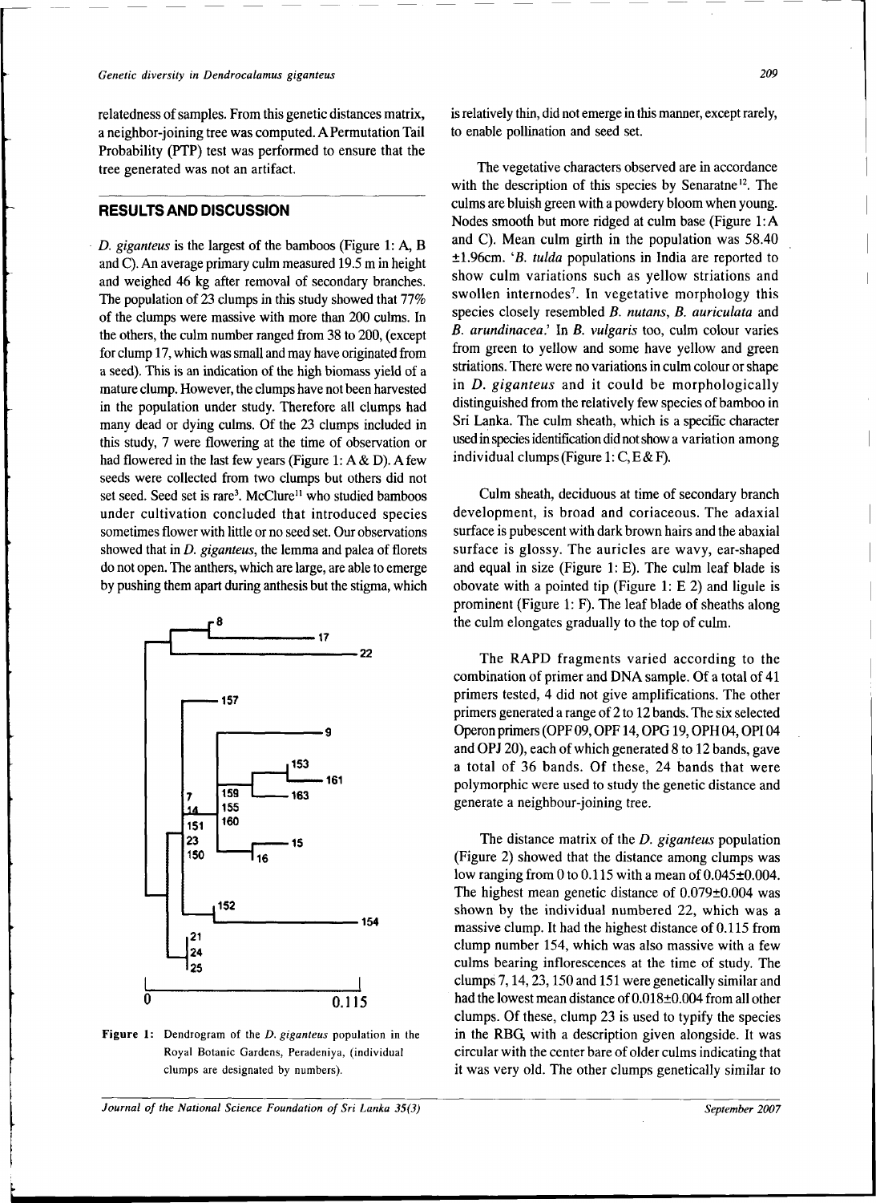relatedness of samples. From this genetic distances matrix, a neighbor-joining tree was computed. A Permutation Tail Probability (PTP) test was performed to ensure that the tree generated was not an artifact.

## RESULTS AND DISCUSSION

*D. giganteus* is the largest of the bamboos (Figure 1: A, B and C). An average primary culm measured 19.5 m in height and weighed 46 kg after removal of secondary branches. The population of 23 clumps in this study showed that 77% of the clumps were massive with more than 200 culms. In the others, the culm number ranged from 38 to 200, (except for clump 17, which was small and may have originated from a seed). This is an indication of the high biomass yield of a mature clump. However, the clumps have not been harvested in the population under study. Therefore all clumps had many dead or dying culms. Of the 23 clumps included in this study, 7 were flowering at the time of observation or had flowered in the last few years (Figure 1: A & D). A few seeds were collected from two clumps but others did not set seed. Seed set is rare[3]. McClure[11] who studied bamboos under cultivation concluded that introduced species sometimes flower with little or no seed set. Our observations showed that in *D. giganteus*, the lemma and palea of florets do not open. The anthers, which are large, are able to emerge by pushing them apart during anthesis but the stigma, which is relatively thin, did not emerge in this manner, except rarely, to enable pollination and seed set.

Figure 1: Dendrogram of the *D. giganteus* population in the Royal Botanic Gardens, Peradeniya, (individual clumps are designated by numbers).

The vegetative characters observed are in accordance with the description of this species by Senaratne[12]. The culms are bluish green with a powdery bloom when young. Nodes smooth but more ridged at culm base (Figure 1: A and C). Mean culm girth in the population was 58.40 ±1.96cm. '*B. tulda* populations in India are reported to show culm variations such as yellow striations and swollen internodes[7]. In vegetative morphology this species closely resembled *B. nutans*, *B. auriculata* and *B. arundinacea*.' In *B. vulgaris* too, culm colour varies from green to yellow and some have yellow and green striations. There were no variations in culm colour or shape in *D. giganteus* and it could be morphologically distinguished from the relatively few species of bamboo in Sri Lanka. The culm sheath, which is a specific character used in species identification did not show a variation among individual clumps (Figure 1: C, E & F).

Culm sheath, deciduous at time of secondary branch development, is broad and coriaceous. The adaxial surface is pubescent with dark brown hairs and the abaxial surface is glossy. The auricles are wavy, ear-shaped and equal in size (Figure 1: E). The culm leaf blade is obovate with a pointed tip (Figure 1: E 2) and ligule is prominent (Figure 1: F). The leaf blade of sheaths along the culm elongates gradually to the top of culm.

The RAPD fragments varied according to the combination of primer and DNA sample. Of a total of 41 primers tested, 4 did not give amplifications. The other primers generated a range of 2 to 12 bands. The six selected Operon primers (OPF 09, OPF 14, OPG 19, OPH 04, OPI 04 and OPJ 20), each of which generated 8 to 12 bands, gave a total of 36 bands. Of these, 24 bands that were polymorphic were used to study the genetic distance and generate a neighbour-joining tree.

The distance matrix of the *D. giganteus* population (Figure 2) showed that the distance among clumps was low ranging from 0 to 0.115 with a mean of 0.045±0.004. The highest mean genetic distance of 0.079±0.004 was shown by the individual numbered 22, which was a massive clump. It had the highest distance of 0.115 from clump number 154, which was also massive with a few culms bearing inflorescences at the time of study. The clumps 7, 14, 23, 150 and 151 were genetically similar and had the lowest mean distance of 0.018±0.004 from all other clumps. Of these, clump 23 is used to typify the species in the RBG, with a description given alongside. It was circular with the center bare of older culms indicating that it was very old. The other clumps genetically similar to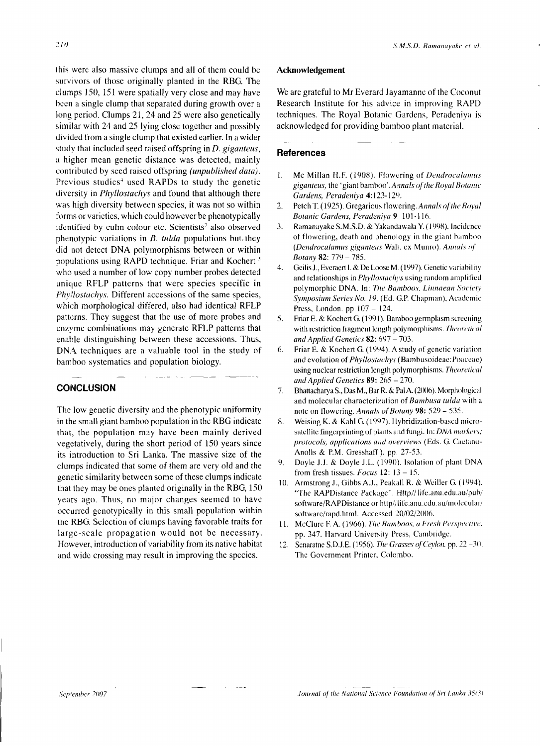this were also massive clumps and all of them could be survivors of those originally planted in the RBG. The clumps 150, 151 were spatially very close and may have been a single clump that separated during growth over a long period. Clumps 21, 24 and 25 were also genetically similar with 24 and 25 lying close together and possibly divided from a single clump that existed earlier. In a wider study that included seed raised offspring in *D. giganteus*, a higher mean genetic distance was detected, mainly contributed by seed raised offspring *(unpublished data)*. Previous studies[4] used RAPDs to study the genetic diversity in *Phyllostachys* and found that although there was high diversity between species, it was not so within forms or varieties, which could however be phenotypically identified by culm colour etc. Scientists[7] also observed phenotypic variations in *B. tulda* populations but they did not detect DNA polymorphisms between or within populations using RAPD technique. Friar and Kochert [5] who used a number of low copy number probes detected unique RFLP patterns that were species specific in *Phyllostachys*. Different accessions of the same species, which morphological differed, also had identical RFLP patterns. They suggest that the use of more probes and enzyme combinations may generate RFLP patterns that enable distinguishing between these accessions. Thus, DNA techniques are a valuable tool in the study of bamboo systematics and population biology.

## CONCLUSION

The low genetic diversity and the phenotypic uniformity in the small giant bamboo population in the RBG indicate that, the population may have been mainly derived vegetatively, during the short period of 150 years since its introduction to Sri Lanka. The massive size of the clumps indicated that some of them are very old and the genetic similarity between some of these clumps indicate that they may be ones planted originally in the RBG, 150 years ago. Thus, no major changes seemed to have occurred genotypically in this small population within the RBG. Selection of clumps having favorable traits for large-scale propagation would not be necessary. However, introduction of variability from its native habitat and wide crossing may result in improving the species.

### Acknowledgement

We are grateful to Mr Everard Jayamanne of the Coconut Research Institute for his advice in improving RAPD techniques. The Royal Botanic Gardens, Peradeniya is acknowledged for providing bamboo plant material.

## References

1. Mc Millan H.F. (1908). Flowering of *Dendrocalamus giganteus*, the 'giant bamboo'. *Annals of the Royal Botanic Gardens, Peradeniya* **4**:123-129.
2. Petch T. (1925). Gregarious flowering. *Annals of the Royal Botanic Gardens, Peradeniya* **9**: 101-116.
3. Ramanayake S.M.S.D. & Yakandawala Y. (1998). Incidence of flowering, death and phenology in the giant bamboo (*Dendrocalamus giganteus* Wall. ex Munro). *Annals of Botany* **82**: 779 – 785.
4. Geilis J., Everaert I. & De Loose M. (1997). Genetic variability and relationships in *Phyllostachys* using random amplified polymorphic DNA. In: *The Bamboos. Linnaean Society Symposium Series No. 19*. (Ed. G.P. Chapman), Academic Press, London. pp 107 – 124.
5. Friar E. & Kochert G. (1991). Bamboo germplasm screening with restriction fragment length polymorphisms. *Theoretical and Applied Genetics* **82**: 697 – 703.
6. Friar E. & Kochert G. (1994). A study of genetic variation and evolution of *Phyllostachys* (Bambusoideae:Poaceae) using nuclear restriction length polymorphisms. *Theoretical and Applied Genetics* **89**: 265 – 270.
7. Bhattacharya S., Das M., Bar R. & Pal A. (2006). Morphological and molecular characterization of *Bambusa tulda* with a note on flowering. *Annals of Botany* **98**: 529 – 535.
8. Weising K. & Kahl G. (1997). Hybridization-based microsatellite fingerprinting of plants and fungi. In: *DNA markers: protocols, applications and overviews* (Eds. G. Caetano-Anolls & P.M. Gresshaff). pp. 27-53.
9. Doyle J.J. & Doyle J.L. (1990). Isolation of plant DNA from fresh tissues. *Focus* **12**: 13 – 15.
10. Armstrong J., Gibbs A.J., Peakall R. & Weiller G. (1994). "The RAPDistance Package". Http//life.anu.edu.au/pub/software/RAPDistance or http//life.anu.edu.au/molecular/software/rapd.html. Accessed 20/02/2006.
11. McClure F. A. (1966). *The Bamboos, a Fresh Perspective*. pp. 347. Harvard University Press, Cambridge.
12. Senaratne S.D.J.E. (1956). *The Grasses of Ceylon*. pp. 22 – 30. The Government Printer, Colombo.